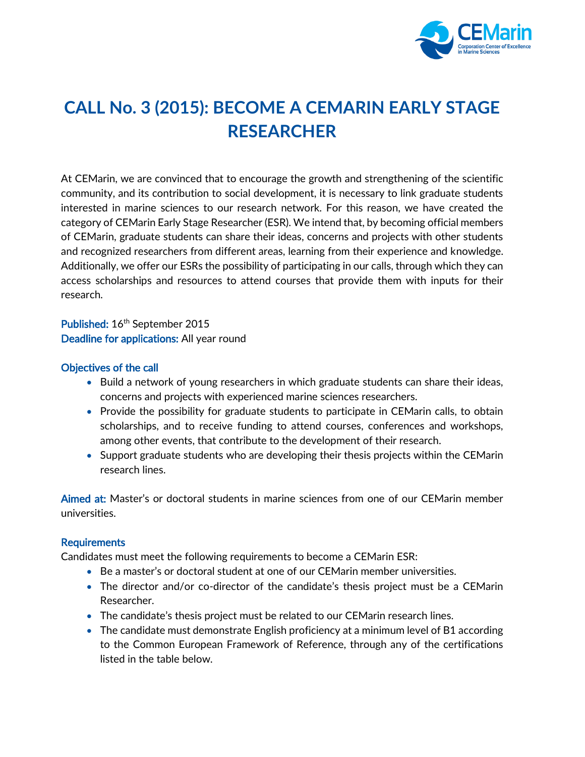# CALL No. 3 (2015): BECOME A CEMARIN EARLY STAGE RESEARCHER

At CEMarin, we are convinced that to encourage the growth and strengthening of the scientific community, and its contribution to social development, it is necessary to link graduate students interested in marine sciences to our research network. For this reason, we have created the category of CEMarin Early Stage Researcher (ESR). We intend that, by becoming official members of CEMarin, graduate students can share their ideas, concerns and projects with other students and recognized researchers from different areas, learning from their experience and knowledge. Additionally, we offer our ESRs the possibility of participating in our calls, through which they can access scholarships and resources to attend courses that provide them with inputs for their research.

**Published:** 16th September 2015
**Deadline for applications:** All year round

### Objectives of the call

- Build a network of young researchers in which graduate students can share their ideas, concerns and projects with experienced marine sciences researchers.
- Provide the possibility for graduate students to participate in CEMarin calls, to obtain scholarships, and to receive funding to attend courses, conferences and workshops, among other events, that contribute to the development of their research.
- Support graduate students who are developing their thesis projects within the CEMarin research lines.

**Aimed at:** Master's or doctoral students in marine sciences from one of our CEMarin member universities.

### Requirements

Candidates must meet the following requirements to become a CEMarin ESR:

- Be a master's or doctoral student at one of our CEMarin member universities.
- The director and/or co-director of the candidate's thesis project must be a CEMarin Researcher.
- The candidate's thesis project must be related to our CEMarin research lines.
- The candidate must demonstrate English proficiency at a minimum level of B1 according to the Common European Framework of Reference, through any of the certifications listed in the table below.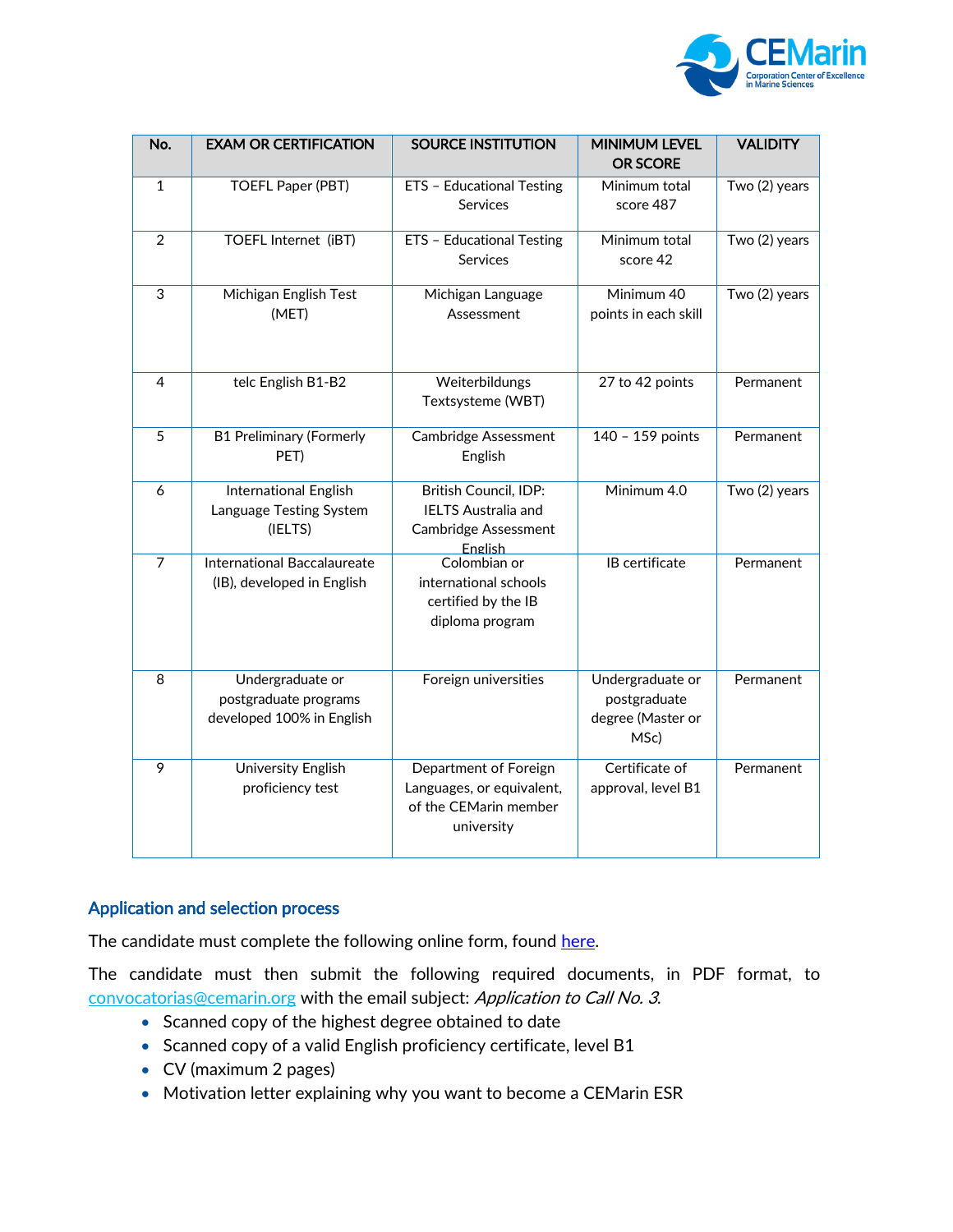| No. | EXAM OR CERTIFICATION | SOURCE INSTITUTION | MINIMUM LEVEL OR SCORE | VALIDITY |
|---|---|---|---|---|
| 1 | TOEFL Paper (PBT) | ETS – Educational Testing Services | Minimum total score 487 | Two (2) years |
| 2 | TOEFL Internet (iBT) | ETS – Educational Testing Services | Minimum total score 42 | Two (2) years |
| 3 | Michigan English Test (MET) | Michigan Language Assessment | Minimum 40 points in each skill | Two (2) years |
| 4 | telc English B1-B2 | Weiterbildungs Textsysteme (WBT) | 27 to 42 points | Permanent |
| 5 | B1 Preliminary (Formerly PET) | Cambridge Assessment English | 140 – 159 points | Permanent |
| 6 | International English Language Testing System (IELTS) | British Council, IDP: IELTS Australia and Cambridge Assessment English | Minimum 4.0 | Two (2) years |
| 7 | International Baccalaureate (IB), developed in English | Colombian or international schools certified by the IB diploma program | IB certificate | Permanent |
| 8 | Undergraduate or postgraduate programs developed 100% in English | Foreign universities | Undergraduate or postgraduate degree (Master or MSc) | Permanent |
| 9 | University English proficiency test | Department of Foreign Languages, or equivalent, of the CEMarin member university | Certificate of approval, level B1 | Permanent |

## Application and selection process

The candidate must complete the following online form, found [here](#).

The candidate must then submit the following required documents, in PDF format, to convocatorias@cemarin.org with the email subject: *Application to Call No. 3*.

- Scanned copy of the highest degree obtained to date
- Scanned copy of a valid English proficiency certificate, level B1
- CV (maximum 2 pages)
- Motivation letter explaining why you want to become a CEMarin ESR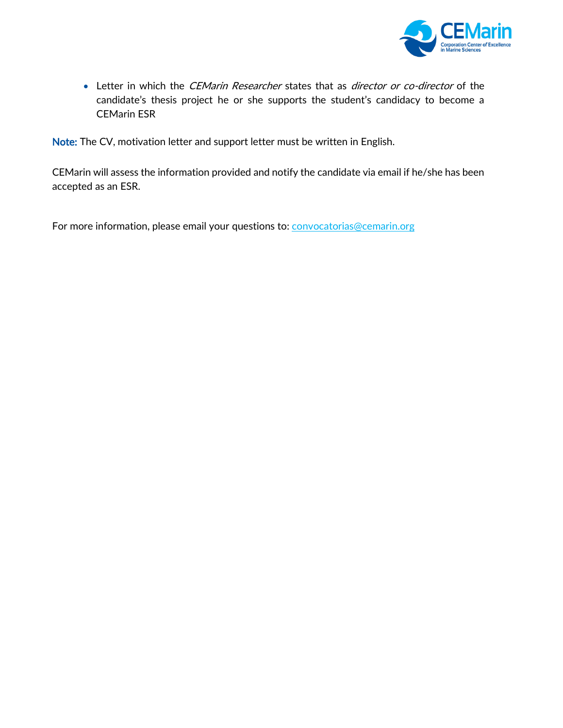- Letter in which the *CEMarin Researcher* states that as *director or co-director* of the candidate's thesis project he or she supports the student's candidacy to become a CEMarin ESR

**Note:** The CV, motivation letter and support letter must be written in English.

CEMarin will assess the information provided and notify the candidate via email if he/she has been accepted as an ESR.

For more information, please email your questions to: convocatorias@cemarin.org